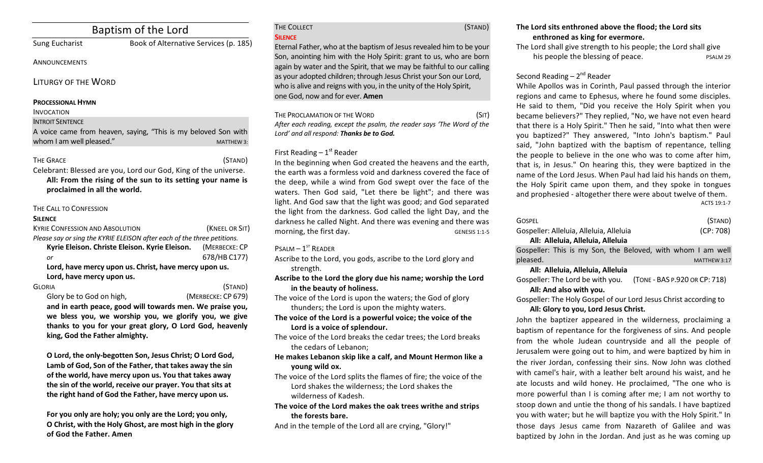# Baptism of the Lord

Sung Eucharist — Book of Alternative Services (p. 185)

ANNOUNCEMENTS

## LITURGY OF THE WORD

**PROCESSIONAL HYMN**

INVOCATION

INTROIT SENTENCE

A voice came from heaven, saying, "This is my beloved Son with whom I am well pleased." MATTHEW 3:

THE GRACE (STAND)

Celebrant: Blessed are you, Lord our God, King of the universe.

**All: From the rising of the sun to its setting your name is proclaimed in all the world.**

THE CALL TO CONFESSION

**SILENCE**

KYRIE CONFESSION AND ABSOLUTION (KNEEL OR SIT)

*Please say or sing the KYRIE ELEISON after each of the three petitions.*

**Kyrie Eleison. Christe Eleison. Kyrie Eleison.** (MERBECKE: CP 678/HB C177)

*or*

**Lord, have mercy upon us. Christ, have mercy upon us. Lord, have mercy upon us.**

GLORIA (STAND)

Glory be to God on high, (MERBECKE: CP 679)

**and in earth peace, good will towards men. We praise you, we bless you, we worship you, we glorify you, we give thanks to you for your great glory, O Lord God, heavenly king, God the Father almighty.**

**O Lord, the only-begotten Son, Jesus Christ; O Lord God, Lamb of God, Son of the Father, that takes away the sin of the world, have mercy upon us. You that takes away the sin of the world, receive our prayer. You that sits at the right hand of God the Father, have mercy upon us.**

**For you only are holy; you only are the Lord; you only, O Christ, with the Holy Ghost, are most high in the glory of God the Father. Amen**

THE COLLECT (STAND)

**SILENCE**

Eternal Father, who at the baptism of Jesus revealed him to be your Son, anointing him with the Holy Spirit: grant to us, who are born again by water and the Spirit, that we may be faithful to our calling as your adopted children; through Jesus Christ your Son our Lord, who is alive and reigns with you, in the unity of the Holy Spirit, one God, now and for ever. **Amen**

THE PROCLAMATION OF THE WORD (SIT)

*After each reading, except the psalm, the reader says 'The Word of the Lord' and all respond:* ***Thanks be to God.***

First Reading – 1st Reader

In the beginning when God created the heavens and the earth, the earth was a formless void and darkness covered the face of the deep, while a wind from God swept over the face of the waters. Then God said, "Let there be light"; and there was light. And God saw that the light was good; and God separated the light from the darkness. God called the light Day, and the darkness he called Night. And there was evening and there was morning, the first day. GENESIS 1:1-5

PSALM – 1ST READER

Ascribe to the Lord, you gods, ascribe to the Lord glory and strength.

**Ascribe to the Lord the glory due his name; worship the Lord in the beauty of holiness.**

The voice of the Lord is upon the waters; the God of glory thunders; the Lord is upon the mighty waters.

**The voice of the Lord is a powerful voice; the voice of the Lord is a voice of splendour.**

The voice of the Lord breaks the cedar trees; the Lord breaks the cedars of Lebanon;

**He makes Lebanon skip like a calf, and Mount Hermon like a young wild ox.**

The voice of the Lord splits the flames of fire; the voice of the Lord shakes the wilderness; the Lord shakes the wilderness of Kadesh.

**The voice of the Lord makes the oak trees writhe and strips the forests bare.**

And in the temple of the Lord all are crying, "Glory!"

**The Lord sits enthroned above the flood; the Lord sits enthroned as king for evermore.**

The Lord shall give strength to his people; the Lord shall give his people the blessing of peace. PSALM 29

Second Reading – 2nd Reader

While Apollos was in Corinth, Paul passed through the interior regions and came to Ephesus, where he found some disciples. He said to them, "Did you receive the Holy Spirit when you became believers?" They replied, "No, we have not even heard that there is a Holy Spirit." Then he said, "Into what then were you baptized?" They answered, "Into John's baptism." Paul said, "John baptized with the baptism of repentance, telling the people to believe in the one who was to come after him, that is, in Jesus." On hearing this, they were baptized in the name of the Lord Jesus. When Paul had laid his hands on them, the Holy Spirit came upon them, and they spoke in tongues and prophesied - altogether there were about twelve of them. ACTS 19:1-7

GOSPEL (STAND)

Gospeller: Alleluia, Alleluia, Alleluia (CP: 708)

**All: Alleluia, Alleluia, Alleluia**

Gospeller: This is my Son, the Beloved, with whom I am well pleased. MATTHEW 3:17

**All: Alleluia, Alleluia, Alleluia**

Gospeller: The Lord be with you. (TONE - BAS P.920 OR CP: 718)

**All: And also with you.**

Gospeller: The Holy Gospel of our Lord Jesus Christ according to

**All: Glory to you, Lord Jesus Christ.**

John the baptizer appeared in the wilderness, proclaiming a baptism of repentance for the forgiveness of sins. And people from the whole Judean countryside and all the people of Jerusalem were going out to him, and were baptized by him in the river Jordan, confessing their sins. Now John was clothed with camel's hair, with a leather belt around his waist, and he ate locusts and wild honey. He proclaimed, "The one who is more powerful than I is coming after me; I am not worthy to stoop down and untie the thong of his sandals. I have baptized you with water; but he will baptize you with the Holy Spirit." In those days Jesus came from Nazareth of Galilee and was baptized by John in the Jordan. And just as he was coming up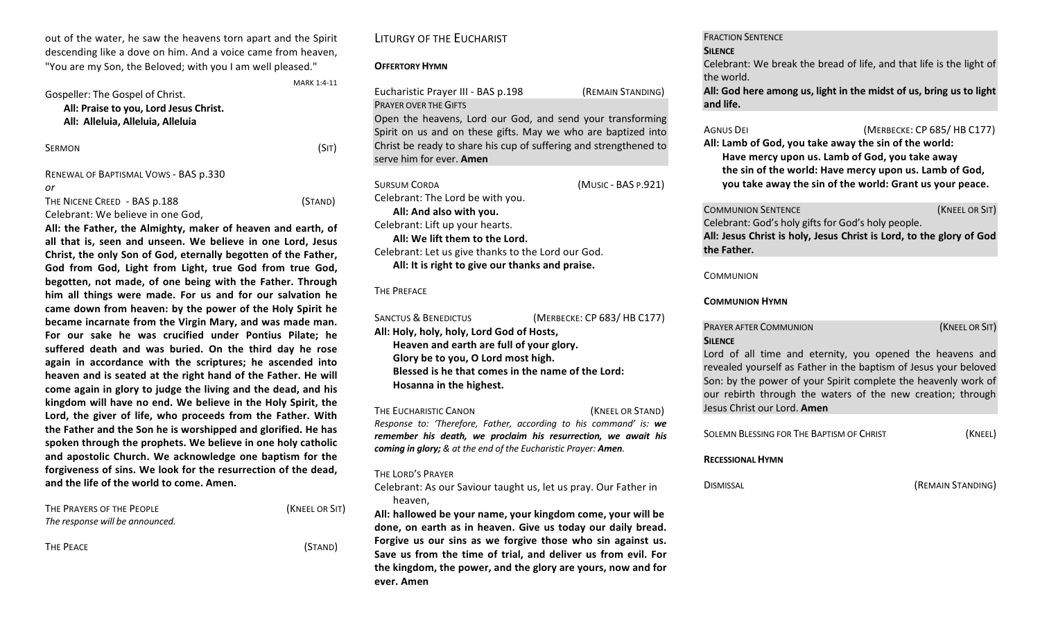out of the water, he saw the heavens torn apart and the Spirit descending like a dove on him. And a voice came from heaven, "You are my Son, the Beloved; with you I am well pleased."

MARK 1:4-11

Gospeller: The Gospel of Christ.

**All: Praise to you, Lord Jesus Christ.**
**All: Alleluia, Alleluia, Alleluia**

SERMON (SIT)

RENEWAL OF BAPTISMAL VOWS - BAS p.330

*or*

THE NICENE CREED - BAS p.188 (STAND)

Celebrant: We believe in one God,

**All: the Father, the Almighty, maker of heaven and earth, of all that is, seen and unseen. We believe in one Lord, Jesus Christ, the only Son of God, eternally begotten of the Father, God from God, Light from Light, true God from true God, begotten, not made, of one being with the Father. Through him all things were made. For us and for our salvation he came down from heaven: by the power of the Holy Spirit he became incarnate from the Virgin Mary, and was made man. For our sake he was crucified under Pontius Pilate; he suffered death and was buried. On the third day he rose again in accordance with the scriptures; he ascended into heaven and is seated at the right hand of the Father. He will come again in glory to judge the living and the dead, and his kingdom will have no end. We believe in the Holy Spirit, the Lord, the giver of life, who proceeds from the Father. With the Father and the Son he is worshipped and glorified. He has spoken through the prophets. We believe in one holy catholic and apostolic Church. We acknowledge one baptism for the forgiveness of sins. We look for the resurrection of the dead, and the life of the world to come. Amen.**

THE PRAYERS OF THE PEOPLE (KNEEL OR SIT)

*The response will be announced.*

THE PEACE (STAND)

## LITURGY OF THE EUCHARIST

**OFFERTORY HYMN**

Eucharistic Prayer III - BAS p.198 (REMAIN STANDING)

PRAYER OVER THE GIFTS

Open the heavens, Lord our God, and send your transforming Spirit on us and on these gifts. May we who are baptized into Christ be ready to share his cup of suffering and strengthened to serve him for ever. **Amen**

SURSUM CORDA (MUSIC - BAS P.921)

Celebrant: The Lord be with you.

**All: And also with you.**

Celebrant: Lift up your hearts.

**All: We lift them to the Lord.**

Celebrant: Let us give thanks to the Lord our God.

**All: It is right to give our thanks and praise.**

THE PREFACE

SANCTUS & BENEDICTUS (MERBECKE: CP 683/ HB C177)

**All: Holy, holy, holy, Lord God of Hosts,**
**Heaven and earth are full of your glory.**
**Glory be to you, O Lord most high.**
**Blessed is he that comes in the name of the Lord:**
**Hosanna in the highest.**

THE EUCHARISTIC CANON (KNEEL OR STAND)

*Response to: 'Therefore, Father, according to his command' is:* ***we remember his death, we proclaim his resurrection, we await his coming in glory;*** *& at the end of the Eucharistic Prayer:* ***Amen****.*

THE LORD'S PRAYER

Celebrant: As our Saviour taught us, let us pray. Our Father in heaven,

**All: hallowed be your name, your kingdom come, your will be done, on earth as in heaven. Give us today our daily bread. Forgive us our sins as we forgive those who sin against us. Save us from the time of trial, and deliver us from evil. For the kingdom, the power, and the glory are yours, now and for ever. Amen**

FRACTION SENTENCE

**SILENCE**

Celebrant: We break the bread of life, and that life is the light of the world.

**All: God here among us, light in the midst of us, bring us to light and life.**

AGNUS DEI (MERBECKE: CP 685/ HB C177)

**All: Lamb of God, you take away the sin of the world:**
**Have mercy upon us. Lamb of God, you take away the sin of the world: Have mercy upon us. Lamb of God, you take away the sin of the world: Grant us your peace.**

COMMUNION SENTENCE (KNEEL OR SIT)

Celebrant: God's holy gifts for God's holy people.

**All: Jesus Christ is holy, Jesus Christ is Lord, to the glory of God the Father.**

COMMUNION

**COMMUNION HYMN**

PRAYER AFTER COMMUNION (KNEEL OR SIT)

**SILENCE**

Lord of all time and eternity, you opened the heavens and revealed yourself as Father in the baptism of Jesus your beloved Son: by the power of your Spirit complete the heavenly work of our rebirth through the waters of the new creation; through Jesus Christ our Lord. **Amen**

SOLEMN BLESSING FOR THE BAPTISM OF CHRIST (KNEEL)

**RECESSIONAL HYMN**

DISMISSAL (REMAIN STANDING)